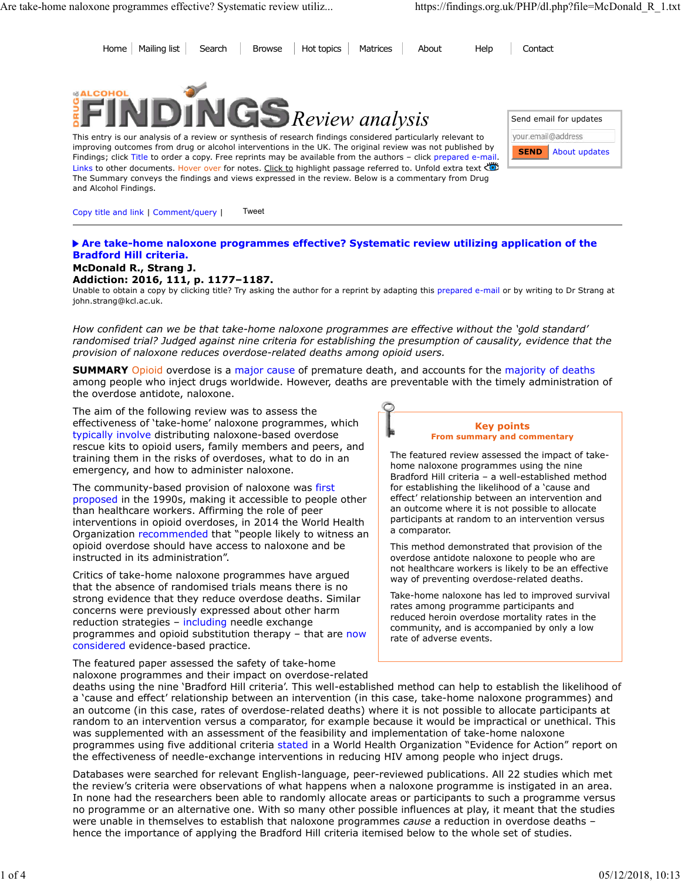Home | Mailing list | Search | Browse | Hot topics | Matrices | About | Help | Contact

# DRUG & ALCOHOL FINDINGS *Review analysis*

This entry is our analysis of a review or synthesis of research findings considered particularly relevant to improving outcomes from drug or alcohol interventions in the UK. The original review was not published by Findings; click Title to order a copy. Free reprints may be available from the authors – click prepared e-mail. Links to other documents. Hover over for notes. Click to highlight passage referred to. Unfold extra text. The Summary conveys the findings and views expressed in the review. Below is a commentary from Drug and Alcohol Findings.

Send email for updates

your.email@address

SEND | About updates

Copy title and link | Comment/query | Tweet

## ▶ Are take-home naloxone programmes effective? Systematic review utilizing application of the Bradford Hill criteria.

**McDonald R., Strang J.**

**Addiction: 2016, 111, p. 1177–1187.**

Unable to obtain a copy by clicking title? Try asking the author for a reprint by adapting this prepared e-mail or by writing to Dr Strang at john.strang@kcl.ac.uk.

*How confident can we be that take-home naloxone programmes are effective without the 'gold standard' randomised trial? Judged against nine criteria for establishing the presumption of causality, evidence that the provision of naloxone reduces overdose-related deaths among opioid users.*

**SUMMARY** Opioid overdose is a major cause of premature death, and accounts for the majority of deaths among people who inject drugs worldwide. However, deaths are preventable with the timely administration of the overdose antidote, naloxone.

The aim of the following review was to assess the effectiveness of 'take-home' naloxone programmes, which typically involve distributing naloxone-based overdose rescue kits to opioid users, family members and peers, and training them in the risks of overdoses, what to do in an emergency, and how to administer naloxone.

The community-based provision of naloxone was first proposed in the 1990s, making it accessible to people other than healthcare workers. Affirming the role of peer interventions in opioid overdoses, in 2014 the World Health Organization recommended that "people likely to witness an opioid overdose should have access to naloxone and be instructed in its administration".

Critics of take-home naloxone programmes have argued that the absence of randomised trials means there is no strong evidence that they reduce overdose deaths. Similar concerns were previously expressed about other harm reduction strategies – including needle exchange programmes and opioid substitution therapy – that are now considered evidence-based practice.

> **Key points**
> **From summary and commentary**
>
> The featured review assessed the impact of take-home naloxone programmes using the nine Bradford Hill criteria – a well-established method for establishing the likelihood of a 'cause and effect' relationship between an intervention and an outcome where it is not possible to allocate participants at random to an intervention versus a comparator.
>
> This method demonstrated that provision of the overdose antidote naloxone to people who are not healthcare workers is likely to be an effective way of preventing overdose-related deaths.
>
> Take-home naloxone has led to improved survival rates among programme participants and reduced heroin overdose mortality rates in the community, and is accompanied by only a low rate of adverse events.

The featured paper assessed the safety of take-home naloxone programmes and their impact on overdose-related deaths using the nine 'Bradford Hill criteria'. This well-established method can help to establish the likelihood of a 'cause and effect' relationship between an intervention (in this case, take-home naloxone programmes) and an outcome (in this case, rates of overdose-related deaths) where it is not possible to allocate participants at random to an intervention versus a comparator, for example because it would be impractical or unethical. This was supplemented with an assessment of the feasibility and implementation of take-home naloxone programmes using five additional criteria stated in a World Health Organization "Evidence for Action" report on the effectiveness of needle-exchange interventions in reducing HIV among people who inject drugs.

Databases were searched for relevant English-language, peer-reviewed publications. All 22 studies which met the review's criteria were observations of what happens when a naloxone programme is instigated in an area. In none had the researchers been able to randomly allocate areas or participants to such a programme versus no programme or an alternative one. With so many other possible influences at play, it meant that the studies were unable in themselves to establish that naloxone programmes *cause* a reduction in overdose deaths – hence the importance of applying the Bradford Hill criteria itemised below to the whole set of studies.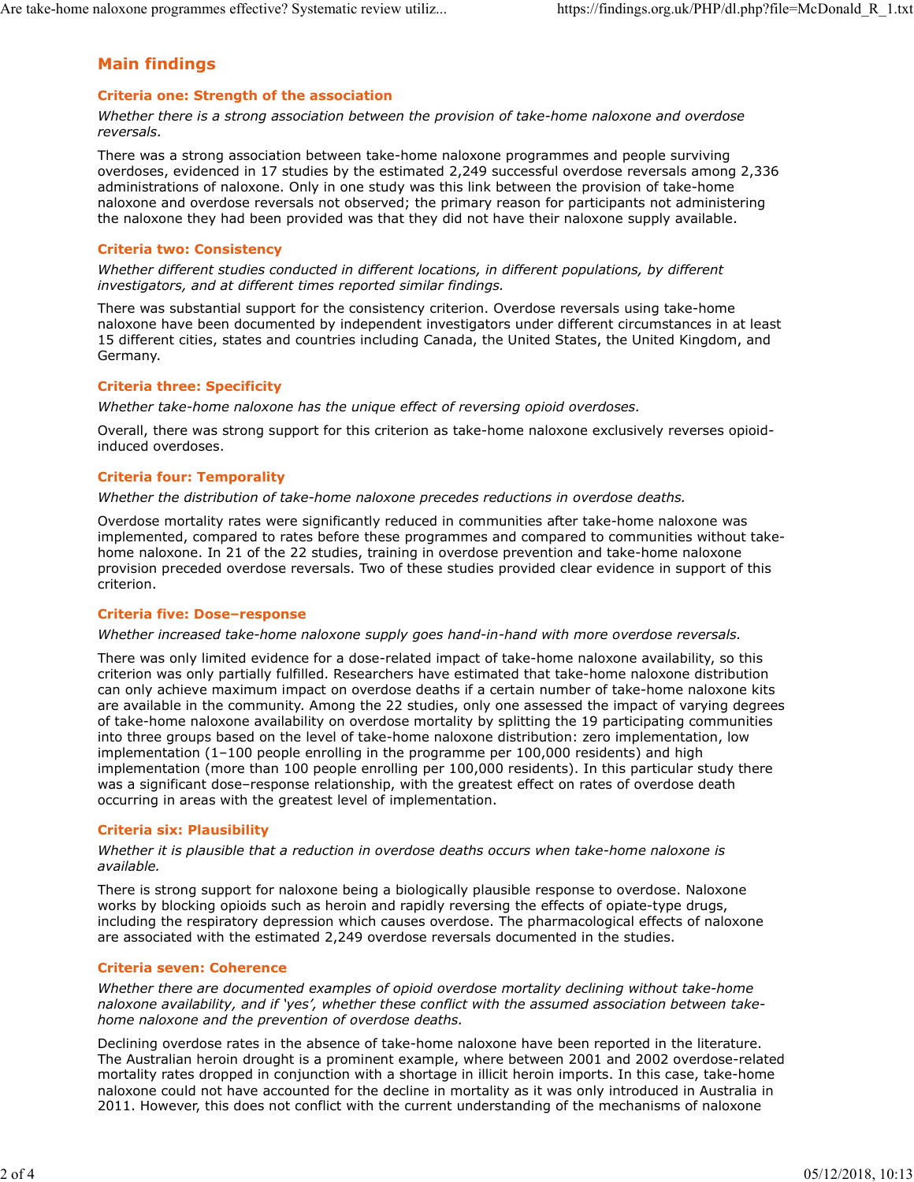## Main findings

### Criteria one: Strength of the association

*Whether there is a strong association between the provision of take-home naloxone and overdose reversals.*

There was a strong association between take-home naloxone programmes and people surviving overdoses, evidenced in 17 studies by the estimated 2,249 successful overdose reversals among 2,336 administrations of naloxone. Only in one study was this link between the provision of take-home naloxone and overdose reversals not observed; the primary reason for participants not administering the naloxone they had been provided was that they did not have their naloxone supply available.

### Criteria two: Consistency

*Whether different studies conducted in different locations, in different populations, by different investigators, and at different times reported similar findings.*

There was substantial support for the consistency criterion. Overdose reversals using take-home naloxone have been documented by independent investigators under different circumstances in at least 15 different cities, states and countries including Canada, the United States, the United Kingdom, and Germany.

### Criteria three: Specificity

*Whether take-home naloxone has the unique effect of reversing opioid overdoses.*

Overall, there was strong support for this criterion as take-home naloxone exclusively reverses opioid-induced overdoses.

### Criteria four: Temporality

*Whether the distribution of take-home naloxone precedes reductions in overdose deaths.*

Overdose mortality rates were significantly reduced in communities after take-home naloxone was implemented, compared to rates before these programmes and compared to communities without take-home naloxone. In 21 of the 22 studies, training in overdose prevention and take-home naloxone provision preceded overdose reversals. Two of these studies provided clear evidence in support of this criterion.

### Criteria five: Dose–response

*Whether increased take-home naloxone supply goes hand-in-hand with more overdose reversals.*

There was only limited evidence for a dose-related impact of take-home naloxone availability, so this criterion was only partially fulfilled. Researchers have estimated that take-home naloxone distribution can only achieve maximum impact on overdose deaths if a certain number of take-home naloxone kits are available in the community. Among the 22 studies, only one assessed the impact of varying degrees of take-home naloxone availability on overdose mortality by splitting the 19 participating communities into three groups based on the level of take-home naloxone distribution: zero implementation, low implementation (1–100 people enrolling in the programme per 100,000 residents) and high implementation (more than 100 people enrolling per 100,000 residents). In this particular study there was a significant dose–response relationship, with the greatest effect on rates of overdose death occurring in areas with the greatest level of implementation.

### Criteria six: Plausibility

*Whether it is plausible that a reduction in overdose deaths occurs when take-home naloxone is available.*

There is strong support for naloxone being a biologically plausible response to overdose. Naloxone works by blocking opioids such as heroin and rapidly reversing the effects of opiate-type drugs, including the respiratory depression which causes overdose. The pharmacological effects of naloxone are associated with the estimated 2,249 overdose reversals documented in the studies.

### Criteria seven: Coherence

*Whether there are documented examples of opioid overdose mortality declining without take-home naloxone availability, and if 'yes', whether these conflict with the assumed association between take-home naloxone and the prevention of overdose deaths.*

Declining overdose rates in the absence of take-home naloxone have been reported in the literature. The Australian heroin drought is a prominent example, where between 2001 and 2002 overdose-related mortality rates dropped in conjunction with a shortage in illicit heroin imports. In this case, take-home naloxone could not have accounted for the decline in mortality as it was only introduced in Australia in 2011. However, this does not conflict with the current understanding of the mechanisms of naloxone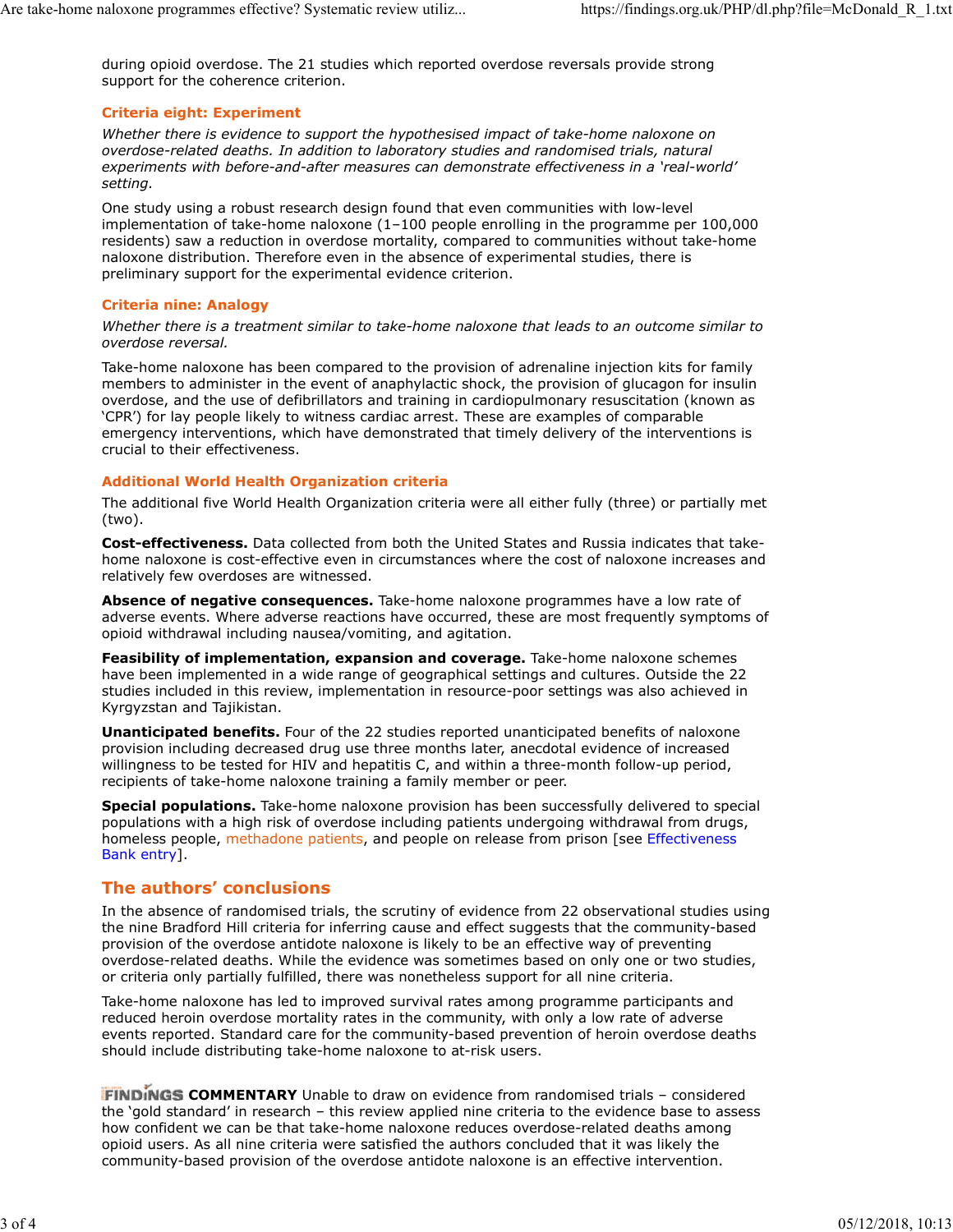during opioid overdose. The 21 studies which reported overdose reversals provide strong support for the coherence criterion.

### Criteria eight: Experiment

*Whether there is evidence to support the hypothesised impact of take-home naloxone on overdose-related deaths. In addition to laboratory studies and randomised trials, natural experiments with before-and-after measures can demonstrate effectiveness in a 'real-world' setting.*

One study using a robust research design found that even communities with low-level implementation of take-home naloxone (1–100 people enrolling in the programme per 100,000 residents) saw a reduction in overdose mortality, compared to communities without take-home naloxone distribution. Therefore even in the absence of experimental studies, there is preliminary support for the experimental evidence criterion.

### Criteria nine: Analogy

*Whether there is a treatment similar to take-home naloxone that leads to an outcome similar to overdose reversal.*

Take-home naloxone has been compared to the provision of adrenaline injection kits for family members to administer in the event of anaphylactic shock, the provision of glucagon for insulin overdose, and the use of defibrillators and training in cardiopulmonary resuscitation (known as 'CPR') for lay people likely to witness cardiac arrest. These are examples of comparable emergency interventions, which have demonstrated that timely delivery of the interventions is crucial to their effectiveness.

### Additional World Health Organization criteria

The additional five World Health Organization criteria were all either fully (three) or partially met (two).

**Cost-effectiveness.** Data collected from both the United States and Russia indicates that take-home naloxone is cost-effective even in circumstances where the cost of naloxone increases and relatively few overdoses are witnessed.

**Absence of negative consequences.** Take-home naloxone programmes have a low rate of adverse events. Where adverse reactions have occurred, these are most frequently symptoms of opioid withdrawal including nausea/vomiting, and agitation.

**Feasibility of implementation, expansion and coverage.** Take-home naloxone schemes have been implemented in a wide range of geographical settings and cultures. Outside the 22 studies included in this review, implementation in resource-poor settings was also achieved in Kyrgyzstan and Tajikistan.

**Unanticipated benefits.** Four of the 22 studies reported unanticipated benefits of naloxone provision including decreased drug use three months later, anecdotal evidence of increased willingness to be tested for HIV and hepatitis C, and within a three-month follow-up period, recipients of take-home naloxone training a family member or peer.

**Special populations.** Take-home naloxone provision has been successfully delivered to special populations with a high risk of overdose including patients undergoing withdrawal from drugs, homeless people, methadone patients, and people on release from prison [see Effectiveness Bank entry].

## The authors' conclusions

In the absence of randomised trials, the scrutiny of evidence from 22 observational studies using the nine Bradford Hill criteria for inferring cause and effect suggests that the community-based provision of the overdose antidote naloxone is likely to be an effective way of preventing overdose-related deaths. While the evidence was sometimes based on only one or two studies, or criteria only partially fulfilled, there was nonetheless support for all nine criteria.

Take-home naloxone has led to improved survival rates among programme participants and reduced heroin overdose mortality rates in the community, with only a low rate of adverse events reported. Standard care for the community-based prevention of heroin overdose deaths should include distributing take-home naloxone to at-risk users.

**FINDINGS COMMENTARY** Unable to draw on evidence from randomised trials – considered the 'gold standard' in research – this review applied nine criteria to the evidence base to assess how confident we can be that take-home naloxone reduces overdose-related deaths among opioid users. As all nine criteria were satisfied the authors concluded that it was likely the community-based provision of the overdose antidote naloxone is an effective intervention.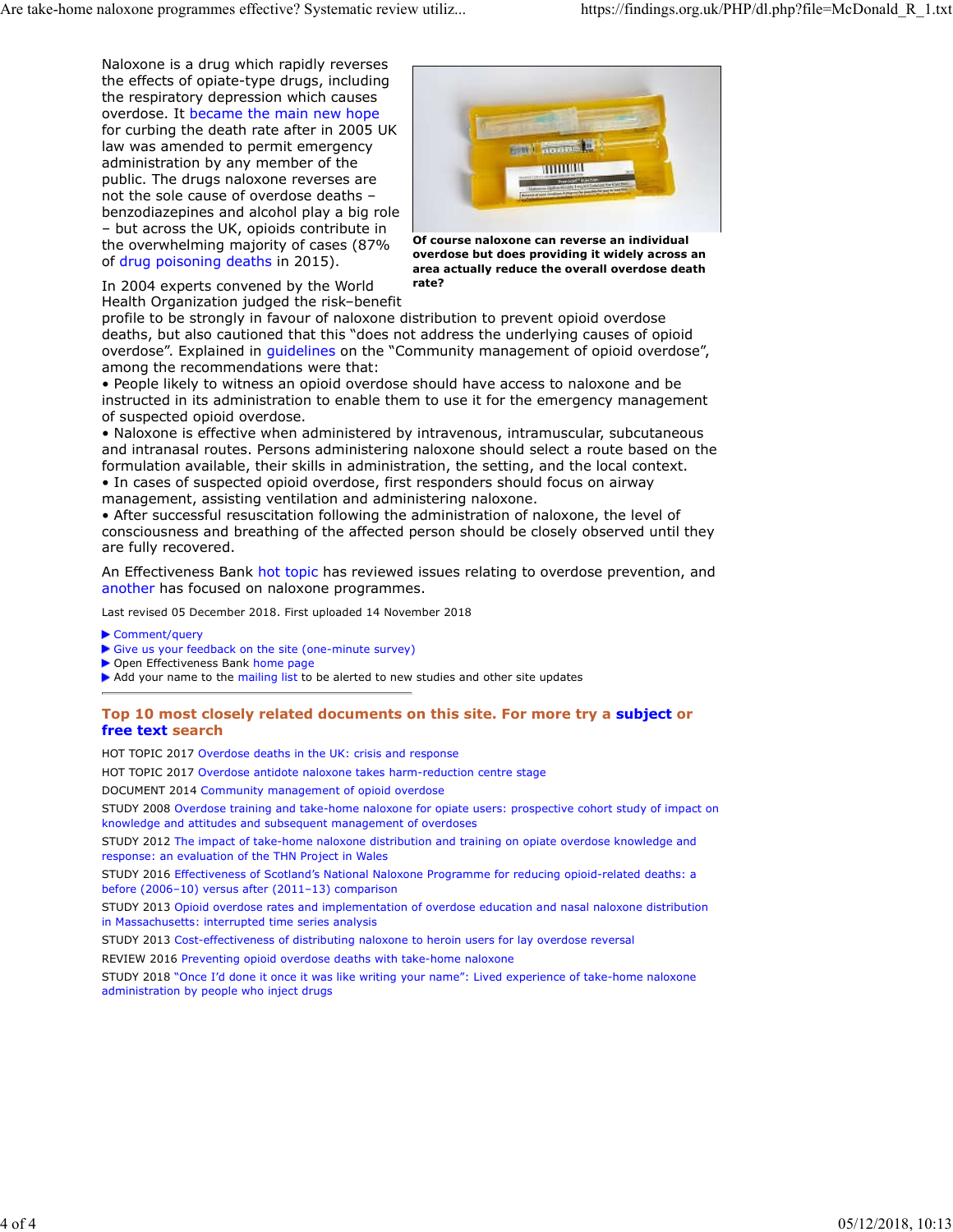Naloxone is a drug which rapidly reverses the effects of opiate-type drugs, including the respiratory depression which causes overdose. It became the main new hope for curbing the death rate after in 2005 UK law was amended to permit emergency administration by any member of the public. The drugs naloxone reverses are not the sole cause of overdose deaths – benzodiazepines and alcohol play a big role – but across the UK, opioids contribute in the overwhelming majority of cases (87% of drug poisoning deaths in 2015).

**Of course naloxone can reverse an individual overdose but does providing it widely across an area actually reduce the overall overdose death rate?**

In 2004 experts convened by the World Health Organization judged the risk–benefit profile to be strongly in favour of naloxone distribution to prevent opioid overdose deaths, but also cautioned that this "does not address the underlying causes of opioid overdose". Explained in guidelines on the "Community management of opioid overdose", among the recommendations were that:

- People likely to witness an opioid overdose should have access to naloxone and be instructed in its administration to enable them to use it for the emergency management of suspected opioid overdose.
- Naloxone is effective when administered by intravenous, intramuscular, subcutaneous and intranasal routes. Persons administering naloxone should select a route based on the formulation available, their skills in administration, the setting, and the local context.
- In cases of suspected opioid overdose, first responders should focus on airway management, assisting ventilation and administering naloxone.
- After successful resuscitation following the administration of naloxone, the level of consciousness and breathing of the affected person should be closely observed until they are fully recovered.

An Effectiveness Bank hot topic has reviewed issues relating to overdose prevention, and another has focused on naloxone programmes.

Last revised 05 December 2018. First uploaded 14 November 2018

- ▶ Comment/query
- ▶ Give us your feedback on the site (one-minute survey)
- ▶ Open Effectiveness Bank home page
- ▶ Add your name to the mailing list to be alerted to new studies and other site updates

## Top 10 most closely related documents on this site. For more try a subject or free text search

HOT TOPIC 2017 Overdose deaths in the UK: crisis and response

HOT TOPIC 2017 Overdose antidote naloxone takes harm-reduction centre stage

DOCUMENT 2014 Community management of opioid overdose

STUDY 2008 Overdose training and take-home naloxone for opiate users: prospective cohort study of impact on knowledge and attitudes and subsequent management of overdoses

STUDY 2012 The impact of take-home naloxone distribution and training on opiate overdose knowledge and response: an evaluation of the THN Project in Wales

STUDY 2016 Effectiveness of Scotland's National Naloxone Programme for reducing opioid-related deaths: a before (2006–10) versus after (2011–13) comparison

STUDY 2013 Opioid overdose rates and implementation of overdose education and nasal naloxone distribution in Massachusetts: interrupted time series analysis

STUDY 2013 Cost-effectiveness of distributing naloxone to heroin users for lay overdose reversal

REVIEW 2016 Preventing opioid overdose deaths with take-home naloxone

STUDY 2018 "Once I'd done it once it was like writing your name": Lived experience of take-home naloxone administration by people who inject drugs